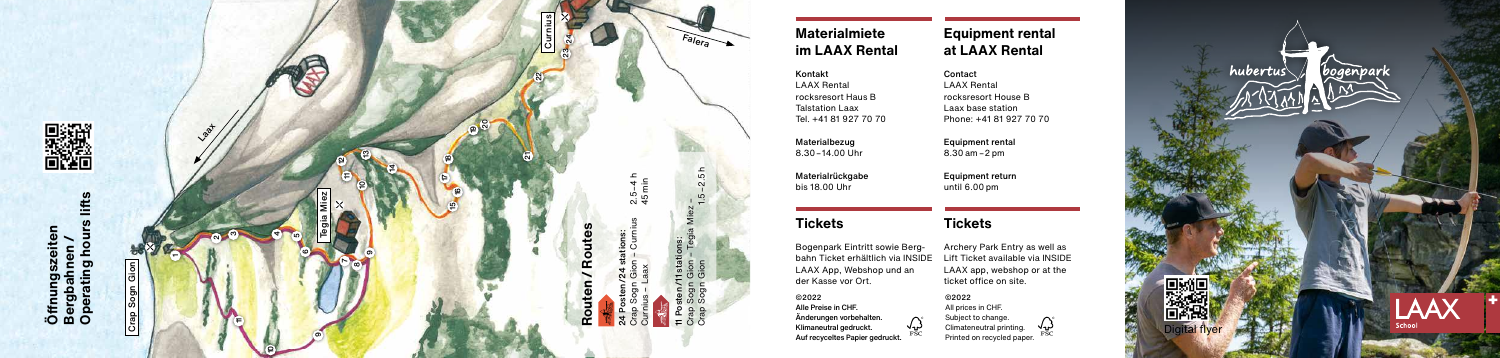## Öffnungszeiten Bergbahnen / Operating hours lifts

Crap Sogn Gion

Laax

Tegia Miez

Curnius

Falera

## Routen / Routes

**24 Posten/24 stations:**
Crap Sogn Gion – Curnius 2.5–4 h
Curnius – Laax 45 min

**11 Posten/11 stations:**
Crap Sogn Gion – Tegia Miez – Crap Sogn Gion 1.5–2.5 h

## Materialmiete im LAAX Rental

**Kontakt**
LAAX Rental
rocksresort Haus B
Talstation Laax
Tel. +41 81 927 70 70

**Materialbezug**
8.30–14.00 Uhr

**Materialrückgabe**
bis 18.00 Uhr

## Tickets

Bogenpark Eintritt sowie Bergbahn Ticket erhältlich via INSIDE LAAX App, Webshop und an der Kasse vor Ort.

**©2022**
**Alle Preise in CHF.**
**Änderungen vorbehalten.**
**Klimaneutral gedruckt.**
**Auf recyceltes Papier gedruckt.**

## Equipment rental at LAAX Rental

**Contact**
LAAX Rental
rocksresort House B
Laax base station
Phone: +41 81 927 70 70

**Equipment rental**
8.30 am–2 pm

**Equipment return**
until 6.00 pm

## Tickets

Archery Park Entry as well as Lift Ticket available via INSIDE LAAX app, webshop or at the ticket office on site.

**©2022**
All prices in CHF.
Subject to change.
Climateneutral printing.
Printed on recycled paper.

hubertus bogenpark

Digital flyer

LAAX School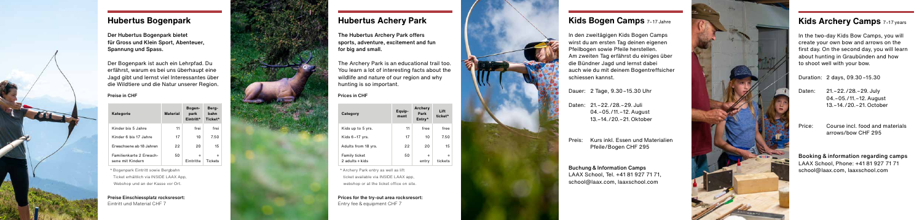## Hubertus Bogenpark

**Der Hubertus Bogenpark bietet für Gross und Klein Sport, Abenteuer, Spannung und Spass.**

Der Bogenpark ist auch ein Lehrpfad. Du erfährst, warum es bei uns überhaupt eine Jagd gibt und lernst viel Interessantes über die Wildtiere und die Natur unserer Region.

**Preise in CHF**

| Kategorie | Material | Bogen-park Eintritt* | Berg-bahn Ticket* |
|---|---|---|---|
| Kinder bis 5 Jahre | 11 | frei | frei |
| Kinder 6 bis 17 Jahre | 17 | 10 | 7.50 |
| Erwachsene ab 18 Jahren | 22 | 20 | 15 |
| Familienkarte 2 Erwachsene mit Kindern | 50 | + Eintritte | + Tickets |

* Bogenpark Eintritt sowie Bergbahn Ticket erhältlich via INSIDE LAAX App, Webshop und an der Kasse vor Ort.

**Preise Einschiessplatz rocksresort:**
Eintritt und Material CHF 7

## Hubertus Achery Park

**The Hubertus Archery Park offers sports, adventure, excitement and fun for big and small.**

The Archery Park is an educational trail too. You learn a lot of interesting facts about the wildlife and nature of our region and why hunting is so important.

**Prices in CHF**

| Category | Equip-ment | Archery Park Entry* | Lift ticket* |
|---|---|---|---|
| Kids up to 5 yrs. | 11 | free | free |
| Kids 6–17 yrs. | 17 | 10 | 7.50 |
| Adults from 18 yrs. | 22 | 20 | 15 |
| Family ticket 2 adults + kids | 50 | + entry | + tickets |

* Archery Park entry as well as lift ticket available via INSIDE LAAX app, webshop or at the ticket office on site.

**Prices for the try-out area rocksresort:**
Entry fee & equipment CHF 7

## Kids Bogen Camps 7–17 Jahre

In den zweitägigen Kids Bogen Camps wirst du am ersten Tag deinen eigenen Pfeilbogen sowie Pfeile herstellen. Am zweiten Tag erfährst du einiges über die Bündner Jagd und lernst dabei auch wie du mit deinem Bogentreffsicher schiessen kannst.

Dauer: 2 Tage, 9.30–15.30 Uhr

Daten: 21.–22. / 28.–29. Juli
04.–05. / 11.–12. August
13.–14. / 20.–21. Oktober

Preis: Kurs inkl. Essen und Materialien Pfeile / Bogen CHF 295

**Buchung & Information Camps**
LAAX School, Tel. +41 81 927 71 71,
school@laax.com, laaxschool.com

## Kids Archery Camps 7–17 years

In the two-day Kids Bow Camps, you will create your own bow and arrows on the first day. On the second day, you will learn about hunting in Graubünden and how to shoot well with your bow.

Duration: 2 days, 09.30–15.30

Daten: 21.–22. / 28.–29. July
04.–05. / 11.–12. August
13.–14. / 20.–21. October

Price: Course incl. food and materials arrows/bow CHF 295

**Booking & information regarding camps**
LAAX School, Phone: +41 81 927 71 71
school@laax.com, laaxschool.com